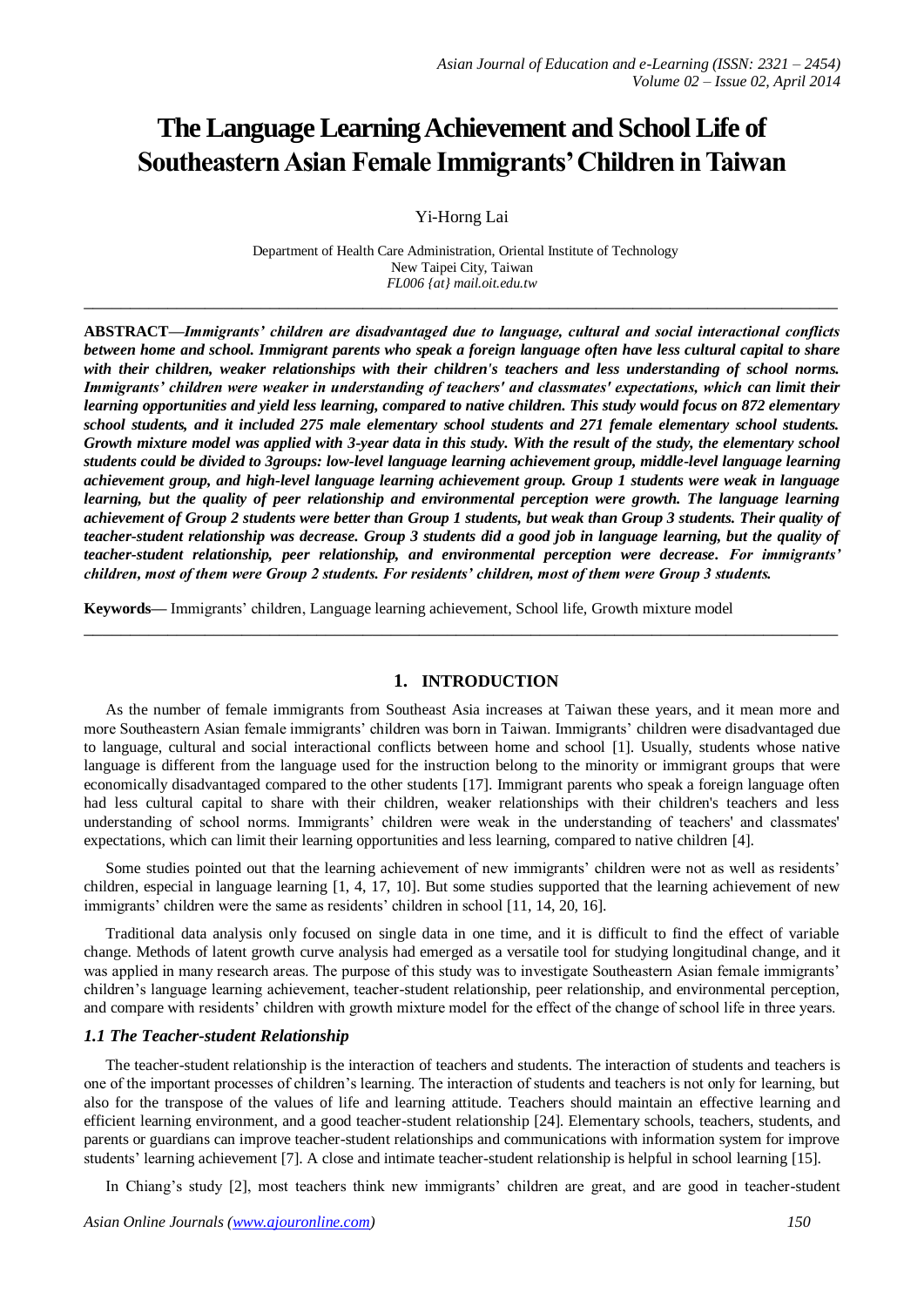# The Language Learning Achievement and School Life of Southeastern Asian Female Immigrants' Children in Taiwan

Yi-Horng Lai

Department of Health Care Administration, Oriental Institute of Technology
New Taipei City, Taiwan
*FL006 {at} mail.oit.edu.tw*

---

**ABSTRACT—*Immigrants' children are disadvantaged due to language, cultural and social interactional conflicts between home and school. Immigrant parents who speak a foreign language often have less cultural capital to share with their children, weaker relationships with their children's teachers and less understanding of school norms. Immigrants' children were weaker in understanding of teachers' and classmates' expectations, which can limit their learning opportunities and yield less learning, compared to native children. This study would focus on 872 elementary school students, and it included 275 male elementary school students and 271 female elementary school students. Growth mixture model was applied with 3-year data in this study. With the result of the study, the elementary school students could be divided to 3groups: low-level language learning achievement group, middle-level language learning achievement group, and high-level language learning achievement group. Group 1 students were weak in language learning, but the quality of peer relationship and environmental perception were growth. The language learning achievement of Group 2 students were better than Group 1 students, but weak than Group 3 students. Their quality of teacher-student relationship was decrease. Group 3 students did a good job in language learning, but the quality of teacher-student relationship, peer relationship, and environmental perception were decrease. For immigrants' children, most of them were Group 2 students. For residents' children, most of them were Group 3 students.***

**Keywords—** Immigrants' children, Language learning achievement, School life, Growth mixture model

---

## 1. INTRODUCTION

As the number of female immigrants from Southeast Asia increases at Taiwan these years, and it mean more and more Southeastern Asian female immigrants' children was born in Taiwan. Immigrants' children were disadvantaged due to language, cultural and social interactional conflicts between home and school [1]. Usually, students whose native language is different from the language used for the instruction belong to the minority or immigrant groups that were economically disadvantaged compared to the other students [17]. Immigrant parents who speak a foreign language often had less cultural capital to share with their children, weaker relationships with their children's teachers and less understanding of school norms. Immigrants' children were weak in the understanding of teachers' and classmates' expectations, which can limit their learning opportunities and less learning, compared to native children [4].

Some studies pointed out that the learning achievement of new immigrants' children were not as well as residents' children, especial in language learning [1, 4, 17, 10]. But some studies supported that the learning achievement of new immigrants' children were the same as residents' children in school [11, 14, 20, 16].

Traditional data analysis only focused on single data in one time, and it is difficult to find the effect of variable change. Methods of latent growth curve analysis had emerged as a versatile tool for studying longitudinal change, and it was applied in many research areas. The purpose of this study was to investigate Southeastern Asian female immigrants' children's language learning achievement, teacher-student relationship, peer relationship, and environmental perception, and compare with residents' children with growth mixture model for the effect of the change of school life in three years.

### *1.1 The Teacher-student Relationship*

The teacher-student relationship is the interaction of teachers and students. The interaction of students and teachers is one of the important processes of children's learning. The interaction of students and teachers is not only for learning, but also for the transpose of the values of life and learning attitude. Teachers should maintain an effective learning and efficient learning environment, and a good teacher-student relationship [24]. Elementary schools, teachers, students, and parents or guardians can improve teacher-student relationships and communications with information system for improve students' learning achievement [7]. A close and intimate teacher-student relationship is helpful in school learning [15].

In Chiang's study [2], most teachers think new immigrants' children are great, and are good in teacher-student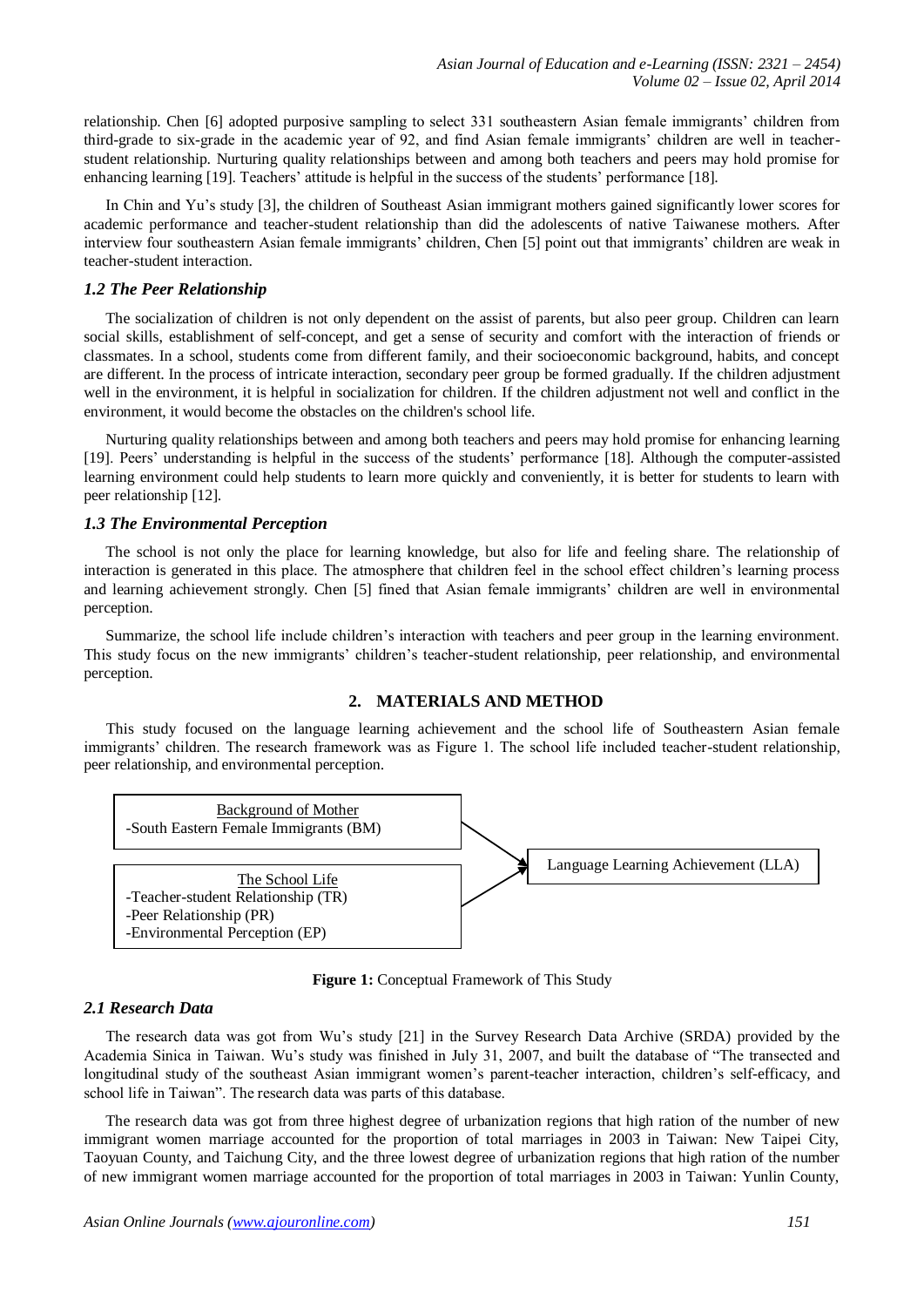relationship. Chen [6] adopted purposive sampling to select 331 southeastern Asian female immigrants' children from third-grade to six-grade in the academic year of 92, and find Asian female immigrants' children are well in teacher-student relationship. Nurturing quality relationships between and among both teachers and peers may hold promise for enhancing learning [19]. Teachers' attitude is helpful in the success of the students' performance [18].

In Chin and Yu's study [3], the children of Southeast Asian immigrant mothers gained significantly lower scores for academic performance and teacher-student relationship than did the adolescents of native Taiwanese mothers. After interview four southeastern Asian female immigrants' children, Chen [5] point out that immigrants' children are weak in teacher-student interaction.

### *1.2 The Peer Relationship*

The socialization of children is not only dependent on the assist of parents, but also peer group. Children can learn social skills, establishment of self-concept, and get a sense of security and comfort with the interaction of friends or classmates. In a school, students come from different family, and their socioeconomic background, habits, and concept are different. In the process of intricate interaction, secondary peer group be formed gradually. If the children adjustment well in the environment, it is helpful in socialization for children. If the children adjustment not well and conflict in the environment, it would become the obstacles on the children's school life.

Nurturing quality relationships between and among both teachers and peers may hold promise for enhancing learning [19]. Peers' understanding is helpful in the success of the students' performance [18]. Although the computer-assisted learning environment could help students to learn more quickly and conveniently, it is better for students to learn with peer relationship [12].

### *1.3 The Environmental Perception*

The school is not only the place for learning knowledge, but also for life and feeling share. The relationship of interaction is generated in this place. The atmosphere that children feel in the school effect children's learning process and learning achievement strongly. Chen [5] fined that Asian female immigrants' children are well in environmental perception.

Summarize, the school life include children's interaction with teachers and peer group in the learning environment. This study focus on the new immigrants' children's teacher-student relationship, peer relationship, and environmental perception.

## 2. MATERIALS AND METHOD

This study focused on the language learning achievement and the school life of Southeastern Asian female immigrants' children. The research framework was as Figure 1. The school life included teacher-student relationship, peer relationship, and environmental perception.

| Background of Mother | | |
|---|---|---|
| -South Eastern Female Immigrants (BM) | → | Language Learning Achievement (LLA) |
| **The School Life**<br>-Teacher-student Relationship (TR)<br>-Peer Relationship (PR)<br>-Environmental Perception (EP) | → | |

**Figure 1:** Conceptual Framework of This Study

### *2.1 Research Data*

The research data was got from Wu's study [21] in the Survey Research Data Archive (SRDA) provided by the Academia Sinica in Taiwan. Wu's study was finished in July 31, 2007, and built the database of "The transected and longitudinal study of the southeast Asian immigrant women's parent-teacher interaction, children's self-efficacy, and school life in Taiwan". The research data was parts of this database.

The research data was got from three highest degree of urbanization regions that high ration of the number of new immigrant women marriage accounted for the proportion of total marriages in 2003 in Taiwan: New Taipei City, Taoyuan County, and Taichung City, and the three lowest degree of urbanization regions that high ration of the number of new immigrant women marriage accounted for the proportion of total marriages in 2003 in Taiwan: Yunlin County,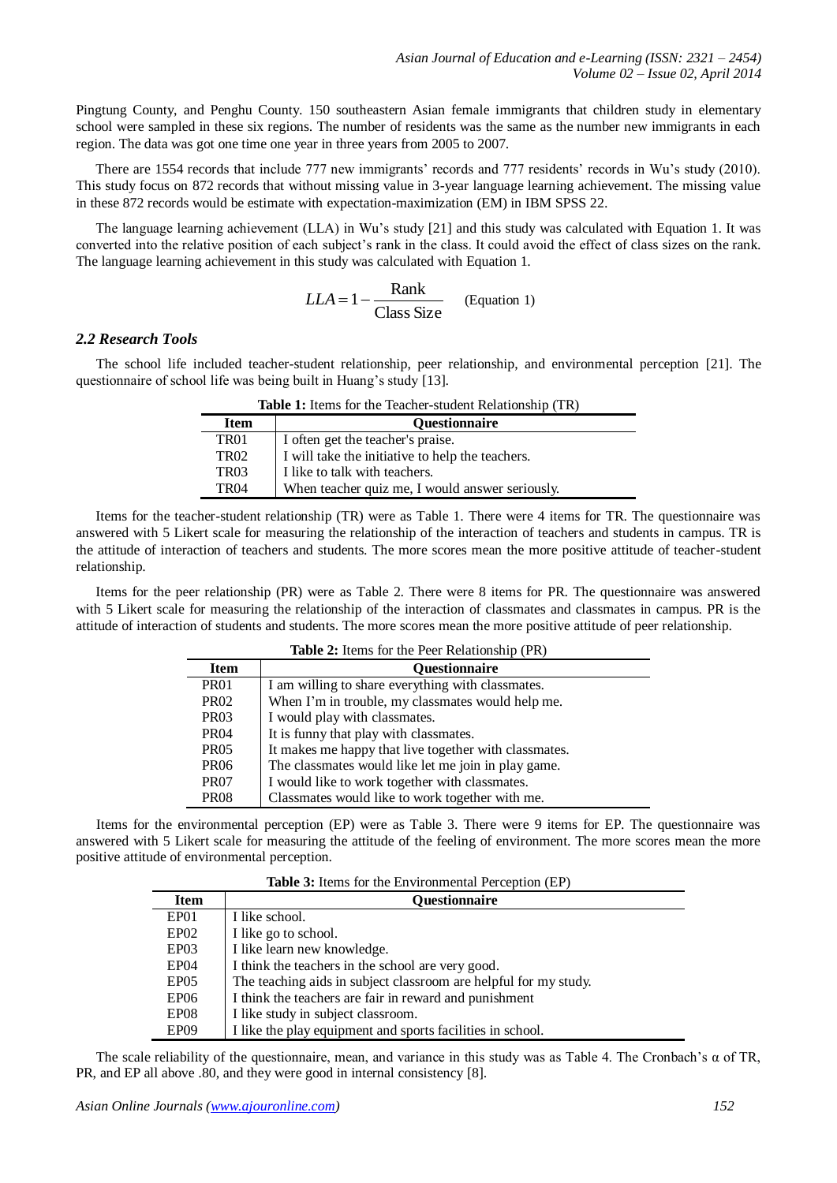Pingtung County, and Penghu County. 150 southeastern Asian female immigrants that children study in elementary school were sampled in these six regions. The number of residents was the same as the number new immigrants in each region. The data was got one time one year in three years from 2005 to 2007.

There are 1554 records that include 777 new immigrants' records and 777 residents' records in Wu's study (2010). This study focus on 872 records that without missing value in 3-year language learning achievement. The missing value in these 872 records would be estimate with expectation-maximization (EM) in IBM SPSS 22.

The language learning achievement (LLA) in Wu's study [21] and this study was calculated with Equation 1. It was converted into the relative position of each subject's rank in the class. It could avoid the effect of class sizes on the rank. The language learning achievement in this study was calculated with Equation 1.

$$LLA = 1 - \frac{\text{Rank}}{\text{Class Size}} \quad \text{(Equation 1)}$$

### *2.2 Research Tools*

The school life included teacher-student relationship, peer relationship, and environmental perception [21]. The questionnaire of school life was being built in Huang's study [13].

**Table 1:** Items for the Teacher-student Relationship (TR)

| Item | Questionnaire |
|---|---|
| TR01 | I often get the teacher's praise. |
| TR02 | I will take the initiative to help the teachers. |
| TR03 | I like to talk with teachers. |
| TR04 | When teacher quiz me, I would answer seriously. |

Items for the teacher-student relationship (TR) were as Table 1. There were 4 items for TR. The questionnaire was answered with 5 Likert scale for measuring the relationship of the interaction of teachers and students in campus. TR is the attitude of interaction of teachers and students. The more scores mean the more positive attitude of teacher-student relationship.

Items for the peer relationship (PR) were as Table 2. There were 8 items for PR. The questionnaire was answered with 5 Likert scale for measuring the relationship of the interaction of classmates and classmates in campus. PR is the attitude of interaction of students and students. The more scores mean the more positive attitude of peer relationship.

**Table 2:** Items for the Peer Relationship (PR)

| Item | Questionnaire |
|---|---|
| PR01 | I am willing to share everything with classmates. |
| PR02 | When I'm in trouble, my classmates would help me. |
| PR03 | I would play with classmates. |
| PR04 | It is funny that play with classmates. |
| PR05 | It makes me happy that live together with classmates. |
| PR06 | The classmates would like let me join in play game. |
| PR07 | I would like to work together with classmates. |
| PR08 | Classmates would like to work together with me. |

Items for the environmental perception (EP) were as Table 3. There were 9 items for EP. The questionnaire was answered with 5 Likert scale for measuring the attitude of the feeling of environment. The more scores mean the more positive attitude of environmental perception.

**Table 3:** Items for the Environmental Perception (EP)

| Item | Questionnaire |
|---|---|
| EP01 | I like school. |
| EP02 | I like go to school. |
| EP03 | I like learn new knowledge. |
| EP04 | I think the teachers in the school are very good. |
| EP05 | The teaching aids in subject classroom are helpful for my study. |
| EP06 | I think the teachers are fair in reward and punishment |
| EP08 | I like study in subject classroom. |
| EP09 | I like the play equipment and sports facilities in school. |

The scale reliability of the questionnaire, mean, and variance in this study was as Table 4. The Cronbach's α of TR, PR, and EP all above .80, and they were good in internal consistency [8].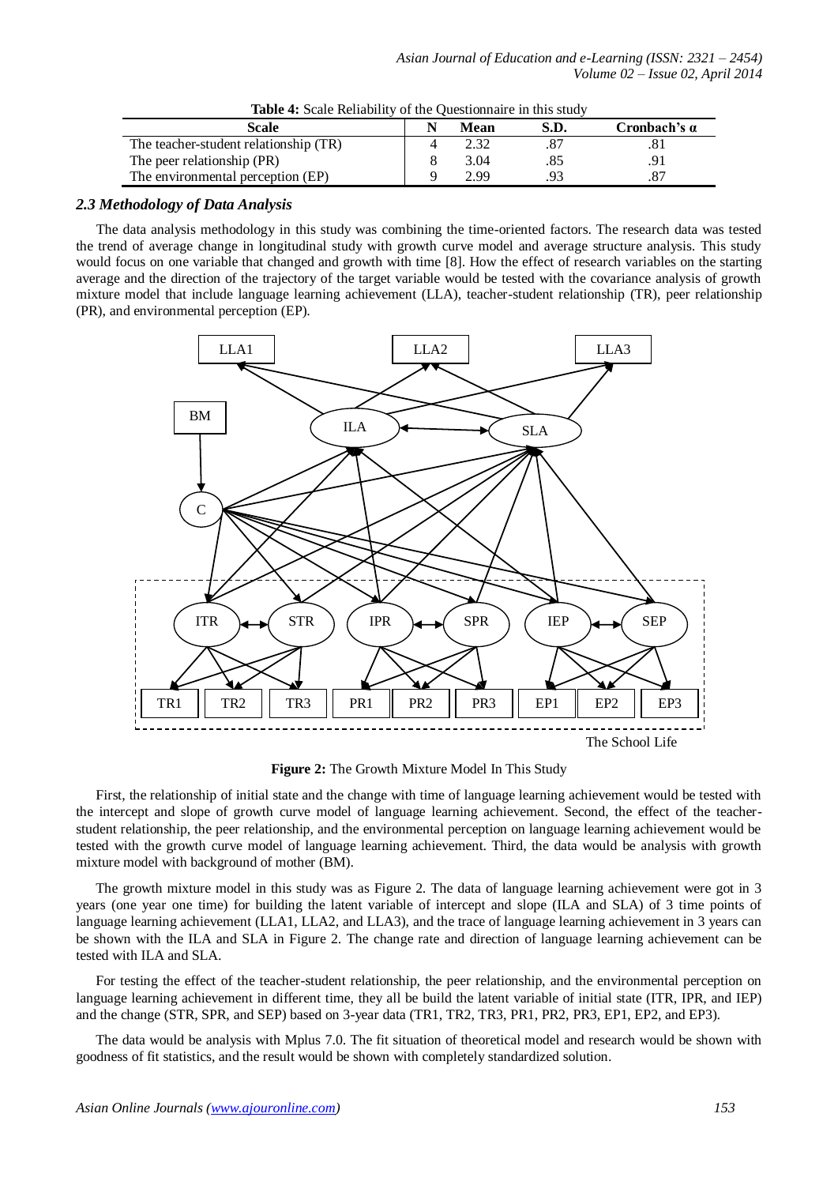**Table 4:** Scale Reliability of the Questionnaire in this study

| Scale | N | Mean | S.D. | Cronbach's α |
|---|---|---|---|---|
| The teacher-student relationship (TR) | 4 | 2.32 | .87 | .81 |
| The peer relationship (PR) | 8 | 3.04 | .85 | .91 |
| The environmental perception (EP) | 9 | 2.99 | .93 | .87 |

### *2.3 Methodology of Data Analysis*

The data analysis methodology in this study was combining the time-oriented factors. The research data was tested the trend of average change in longitudinal study with growth curve model and average structure analysis. This study would focus on one variable that changed and growth with time [8]. How the effect of research variables on the starting average and the direction of the trajectory of the target variable would be tested with the covariance analysis of growth mixture model that include language learning achievement (LLA), teacher-student relationship (TR), peer relationship (PR), and environmental perception (EP).

**Figure 2:** The Growth Mixture Model In This Study

First, the relationship of initial state and the change with time of language learning achievement would be tested with the intercept and slope of growth curve model of language learning achievement. Second, the effect of the teacher-student relationship, the peer relationship, and the environmental perception on language learning achievement would be tested with the growth curve model of language learning achievement. Third, the data would be analysis with growth mixture model with background of mother (BM).

The growth mixture model in this study was as Figure 2. The data of language learning achievement were got in 3 years (one year one time) for building the latent variable of intercept and slope (ILA and SLA) of 3 time points of language learning achievement (LLA1, LLA2, and LLA3), and the trace of language learning achievement in 3 years can be shown with the ILA and SLA in Figure 2. The change rate and direction of language learning achievement can be tested with ILA and SLA.

For testing the effect of the teacher-student relationship, the peer relationship, and the environmental perception on language learning achievement in different time, they all be build the latent variable of initial state (ITR, IPR, and IEP) and the change (STR, SPR, and SEP) based on 3-year data (TR1, TR2, TR3, PR1, PR2, PR3, EP1, EP2, and EP3).

The data would be analysis with Mplus 7.0. The fit situation of theoretical model and research would be shown with goodness of fit statistics, and the result would be shown with completely standardized solution.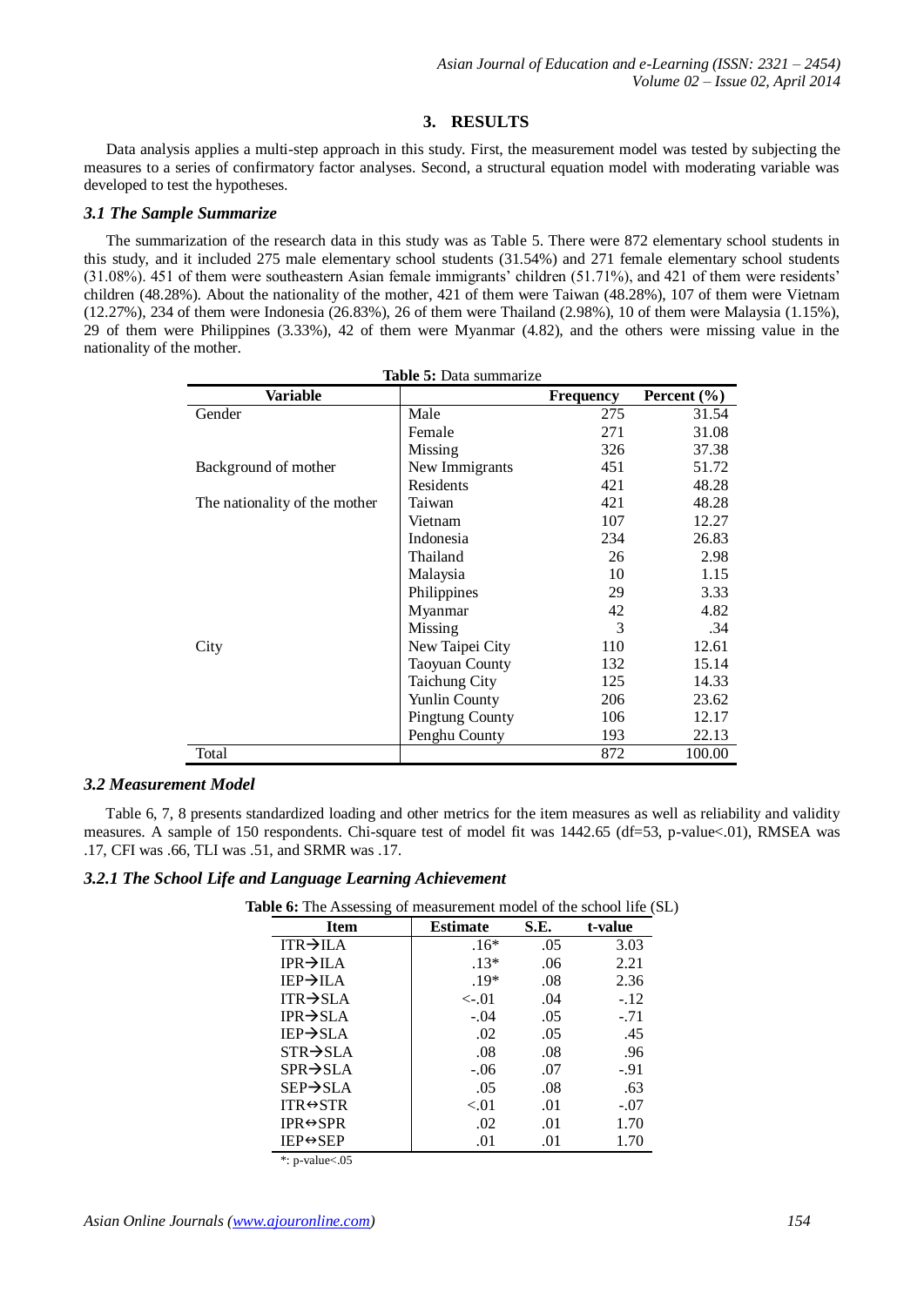## 3. RESULTS

Data analysis applies a multi-step approach in this study. First, the measurement model was tested by subjecting the measures to a series of confirmatory factor analyses. Second, a structural equation model with moderating variable was developed to test the hypotheses.

### *3.1 The Sample Summarize*

The summarization of the research data in this study was as Table 5. There were 872 elementary school students in this study, and it included 275 male elementary school students (31.54%) and 271 female elementary school students (31.08%). 451 of them were southeastern Asian female immigrants' children (51.71%), and 421 of them were residents' children (48.28%). About the nationality of the mother, 421 of them were Taiwan (48.28%), 107 of them were Vietnam (12.27%), 234 of them were Indonesia (26.83%), 26 of them were Thailand (2.98%), 10 of them were Malaysia (1.15%), 29 of them were Philippines (3.33%), 42 of them were Myanmar (4.82), and the others were missing value in the nationality of the mother.

**Table 5:** Data summarize

| Variable | | Frequency | Percent (%) |
|---|---|---|---|
| Gender | Male | 275 | 31.54 |
| | Female | 271 | 31.08 |
| | Missing | 326 | 37.38 |
| Background of mother | New Immigrants | 451 | 51.72 |
| | Residents | 421 | 48.28 |
| The nationality of the mother | Taiwan | 421 | 48.28 |
| | Vietnam | 107 | 12.27 |
| | Indonesia | 234 | 26.83 |
| | Thailand | 26 | 2.98 |
| | Malaysia | 10 | 1.15 |
| | Philippines | 29 | 3.33 |
| | Myanmar | 42 | 4.82 |
| | Missing | 3 | .34 |
| City | New Taipei City | 110 | 12.61 |
| | Taoyuan County | 132 | 15.14 |
| | Taichung City | 125 | 14.33 |
| | Yunlin County | 206 | 23.62 |
| | Pingtung County | 106 | 12.17 |
| | Penghu County | 193 | 22.13 |
| Total | | 872 | 100.00 |

### *3.2 Measurement Model*

Table 6, 7, 8 presents standardized loading and other metrics for the item measures as well as reliability and validity measures. A sample of 150 respondents. Chi-square test of model fit was 1442.65 (df=53, p-value<.01), RMSEA was .17, CFI was .66, TLI was .51, and SRMR was .17.

#### *3.2.1 The School Life and Language Learning Achievement*

**Table 6:** The Assessing of measurement model of the school life (SL)

| Item | Estimate | S.E. | t-value |
|---|---|---|---|
| ITR→ILA | .16* | .05 | 3.03 |
| IPR→ILA | .13* | .06 | 2.21 |
| IEP→ILA | .19* | .08 | 2.36 |
| ITR→SLA | <-.01 | .04 | -.12 |
| IPR→SLA | -.04 | .05 | -.71 |
| IEP→SLA | .02 | .05 | .45 |
| STR→SLA | .08 | .08 | .96 |
| SPR→SLA | -.06 | .07 | -.91 |
| SEP→SLA | .05 | .08 | .63 |
| ITR↔STR | <.01 | .01 | -.07 |
| IPR↔SPR | .02 | .01 | 1.70 |
| IEP↔SEP | .01 | .01 | 1.70 |

*: p-value<.05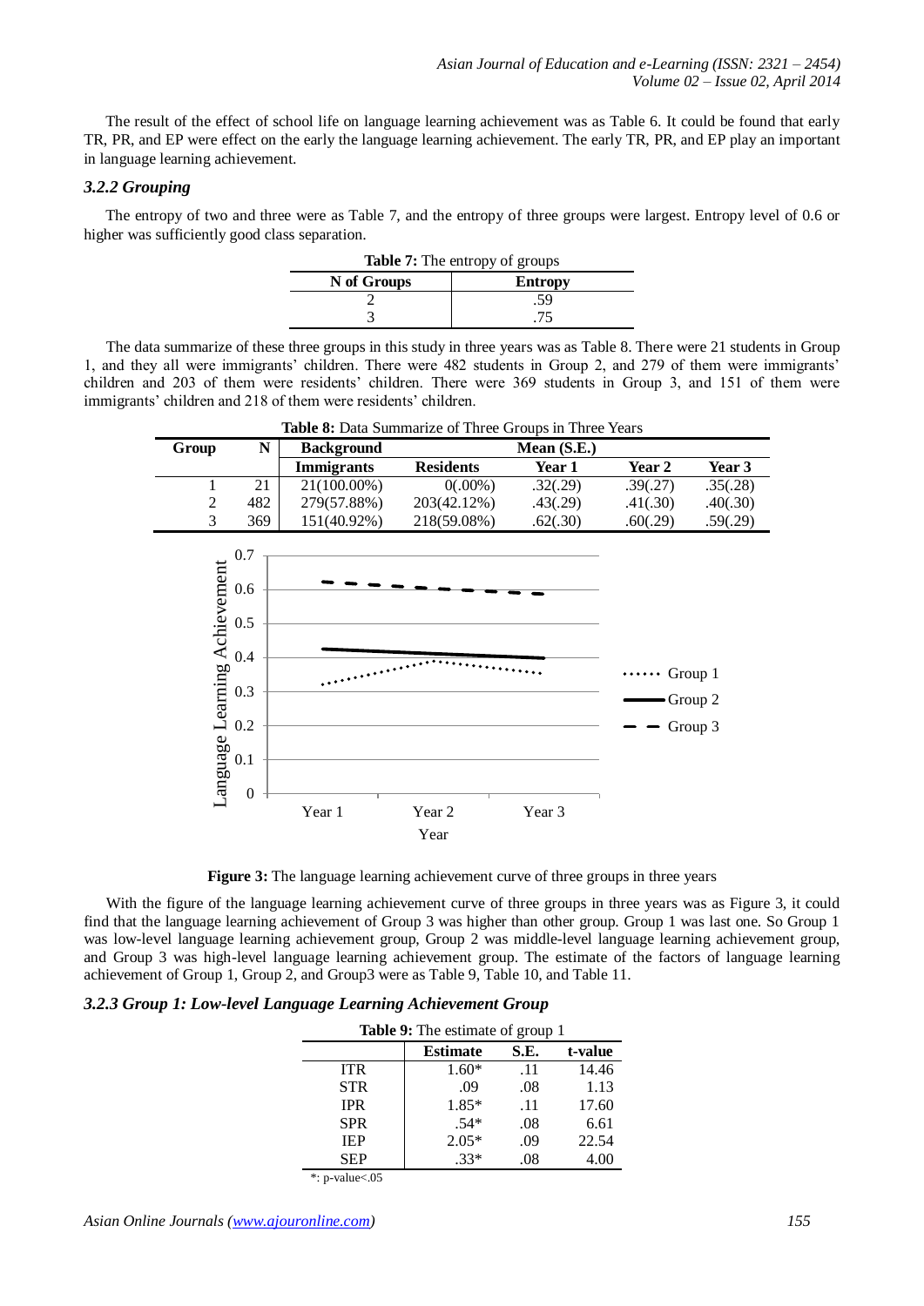The result of the effect of school life on language learning achievement was as Table 6. It could be found that early TR, PR, and EP were effect on the early the language learning achievement. The early TR, PR, and EP play an important in language learning achievement.

### *3.2.2 Grouping*

The entropy of two and three were as Table 7, and the entropy of three groups were largest. Entropy level of 0.6 or higher was sufficiently good class separation.

**Table 7:** The entropy of groups

| N of Groups | Entropy |
|---|---|
| 2 | .59 |
| 3 | .75 |

The data summarize of these three groups in this study in three years was as Table 8. There were 21 students in Group 1, and they all were immigrants' children. There were 482 students in Group 2, and 279 of them were immigrants' children and 203 of them were residents' children. There were 369 students in Group 3, and 151 of them were immigrants' children and 218 of them were residents' children.

**Table 8:** Data Summarize of Three Groups in Three Years

| Group | N | Background | | Mean (S.E.) | | |
|---|---|---|---|---|---|---|
| | | Immigrants | Residents | Year 1 | Year 2 | Year 3 |
| 1 | 21 | 21(100.00%) | 0(.00%) | .32(.29) | .39(.27) | .35(.28) |
| 2 | 482 | 279(57.88%) | 203(42.12%) | .43(.29) | .41(.30) | .40(.30) |
| 3 | 369 | 151(40.92%) | 218(59.08%) | .62(.30) | .60(.29) | .59(.29) |

**Figure 3:** The language learning achievement curve of three groups in three years

With the figure of the language learning achievement curve of three groups in three years was as Figure 3, it could find that the language learning achievement of Group 3 was higher than other group. Group 1 was last one. So Group 1 was low-level language learning achievement group, Group 2 was middle-level language learning achievement group, and Group 3 was high-level language learning achievement group. The estimate of the factors of language learning achievement of Group 1, Group 2, and Group3 were as Table 9, Table 10, and Table 11.

### *3.2.3 Group 1: Low-level Language Learning Achievement Group*

**Table 9:** The estimate of group 1

| | Estimate | S.E. | t-value |
|---|---|---|---|
| ITR | 1.60* | .11 | 14.46 |
| STR | .09 | .08 | 1.13 |
| IPR | 1.85* | .11 | 17.60 |
| SPR | .54* | .08 | 6.61 |
| IEP | 2.05* | .09 | 22.54 |
| SEP | .33* | .08 | 4.00 |

*: p-value<.05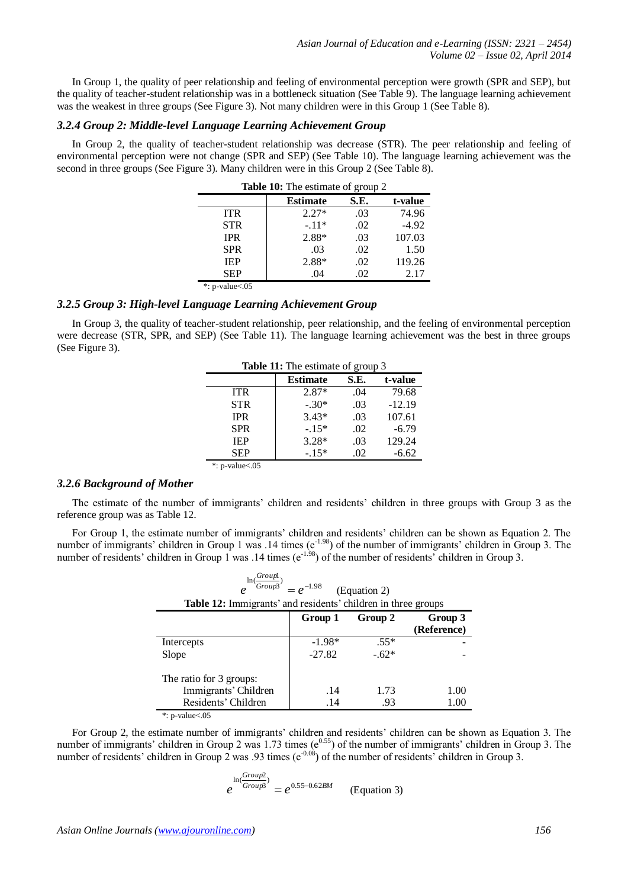In Group 1, the quality of peer relationship and feeling of environmental perception were growth (SPR and SEP), but the quality of teacher-student relationship was in a bottleneck situation (See Table 9). The language learning achievement was the weakest in three groups (See Figure 3). Not many children were in this Group 1 (See Table 8).

### *3.2.4 Group 2: Middle-level Language Learning Achievement Group*

In Group 2, the quality of teacher-student relationship was decrease (STR). The peer relationship and feeling of environmental perception were not change (SPR and SEP) (See Table 10). The language learning achievement was the second in three groups (See Figure 3). Many children were in this Group 2 (See Table 8).

**Table 10:** The estimate of group 2

| | Estimate | S.E. | t-value |
|---|---|---|---|
| ITR | 2.27* | .03 | 74.96 |
| STR | -.11* | .02 | -4.92 |
| IPR | 2.88* | .03 | 107.03 |
| SPR | .03 | .02 | 1.50 |
| IEP | 2.88* | .02 | 119.26 |
| SEP | .04 | .02 | 2.17 |

*: p-value<.05

### *3.2.5 Group 3: High-level Language Learning Achievement Group*

In Group 3, the quality of teacher-student relationship, peer relationship, and the feeling of environmental perception were decrease (STR, SPR, and SEP) (See Table 11). The language learning achievement was the best in three groups (See Figure 3).

**Table 11:** The estimate of group 3

| | Estimate | S.E. | t-value |
|---|---|---|---|
| ITR | 2.87* | .04 | 79.68 |
| STR | -.30* | .03 | -12.19 |
| IPR | 3.43* | .03 | 107.61 |
| SPR | -.15* | .02 | -6.79 |
| IEP | 3.28* | .03 | 129.24 |
| SEP | -.15* | .02 | -6.62 |

*: p-value<.05

### *3.2.6 Background of Mother*

The estimate of the number of immigrants' children and residents' children in three groups with Group 3 as the reference group was as Table 12.

For Group 1, the estimate number of immigrants' children and residents' children can be shown as Equation 2. The number of immigrants' children in Group 1 was .14 times ($e^{-1.98}$) of the number of immigrants' children in Group 3. The number of residents' children in Group 1 was .14 times ($e^{-1.98}$) of the number of residents' children in Group 3.

$$e^{\ln(\frac{Group1}{Group3})} = e^{-1.98} \quad \text{(Equation 2)}$$

**Table 12:** Immigrants' and residents' children in three groups

| | Group 1 | Group 2 | Group 3 (Reference) |
|---|---|---|---|
| Intercepts | -1.98* | .55* | - |
| Slope | -27.82 | -.62* | - |
| The ratio for 3 groups: | | | |
| Immigrants' Children | .14 | 1.73 | 1.00 |
| Residents' Children | .14 | .93 | 1.00 |

*: p-value<.05

For Group 2, the estimate number of immigrants' children and residents' children can be shown as Equation 3. The number of immigrants' children in Group 2 was 1.73 times ($e^{0.55}$) of the number of immigrants' children in Group 3. The number of residents' children in Group 2 was .93 times ($e^{-0.08}$) of the number of residents' children in Group 3.

$$e^{\ln(\frac{Group2}{Group3})} = e^{0.55-0.62BM} \quad \text{(Equation 3)}$$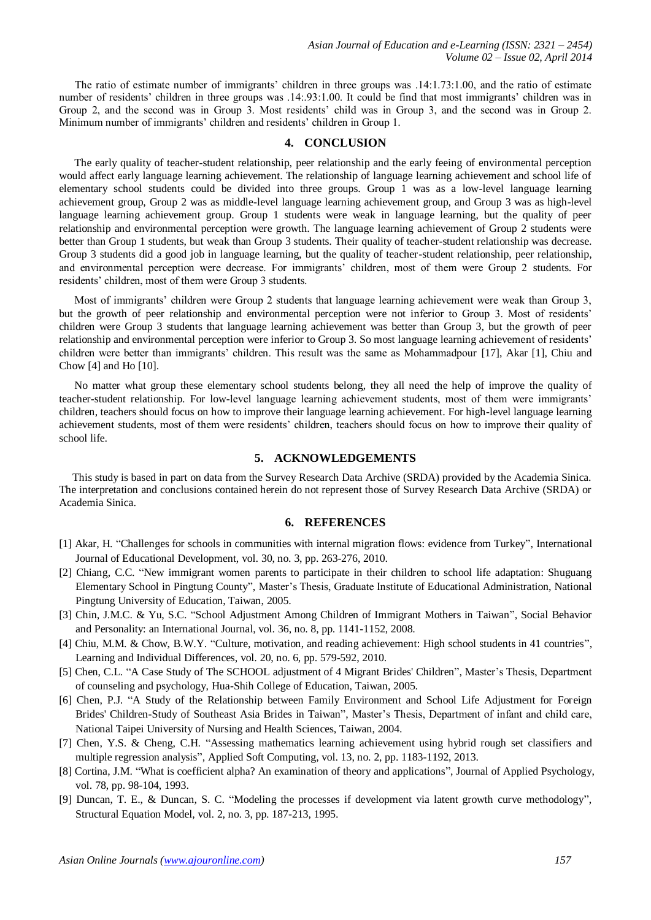The ratio of estimate number of immigrants' children in three groups was .14:1.73:1.00, and the ratio of estimate number of residents' children in three groups was .14:.93:1.00. It could be find that most immigrants' children was in Group 2, and the second was in Group 3. Most residents' child was in Group 3, and the second was in Group 2. Minimum number of immigrants' children and residents' children in Group 1.

## 4. CONCLUSION

The early quality of teacher-student relationship, peer relationship and the early feeing of environmental perception would affect early language learning achievement. The relationship of language learning achievement and school life of elementary school students could be divided into three groups. Group 1 was as a low-level language learning achievement group, Group 2 was as middle-level language learning achievement group, and Group 3 was as high-level language learning achievement group. Group 1 students were weak in language learning, but the quality of peer relationship and environmental perception were growth. The language learning achievement of Group 2 students were better than Group 1 students, but weak than Group 3 students. Their quality of teacher-student relationship was decrease. Group 3 students did a good job in language learning, but the quality of teacher-student relationship, peer relationship, and environmental perception were decrease. For immigrants' children, most of them were Group 2 students. For residents' children, most of them were Group 3 students.

Most of immigrants' children were Group 2 students that language learning achievement were weak than Group 3, but the growth of peer relationship and environmental perception were not inferior to Group 3. Most of residents' children were Group 3 students that language learning achievement was better than Group 3, but the growth of peer relationship and environmental perception were inferior to Group 3. So most language learning achievement of residents' children were better than immigrants' children. This result was the same as Mohammadpour [17], Akar [1], Chiu and Chow [4] and Ho [10].

No matter what group these elementary school students belong, they all need the help of improve the quality of teacher-student relationship. For low-level language learning achievement students, most of them were immigrants' children, teachers should focus on how to improve their language learning achievement. For high-level language learning achievement students, most of them were residents' children, teachers should focus on how to improve their quality of school life.

## 5. ACKNOWLEDGEMENTS

This study is based in part on data from the Survey Research Data Archive (SRDA) provided by the Academia Sinica. The interpretation and conclusions contained herein do not represent those of Survey Research Data Archive (SRDA) or Academia Sinica.

## 6. REFERENCES

[1] Akar, H. "Challenges for schools in communities with internal migration flows: evidence from Turkey", International Journal of Educational Development, vol. 30, no. 3, pp. 263-276, 2010.

[2] Chiang, C.C. "New immigrant women parents to participate in their children to school life adaptation: Shuguang Elementary School in Pingtung County", Master's Thesis, Graduate Institute of Educational Administration, National Pingtung University of Education, Taiwan, 2005.

[3] Chin, J.M.C. & Yu, S.C. "School Adjustment Among Children of Immigrant Mothers in Taiwan", Social Behavior and Personality: an International Journal, vol. 36, no. 8, pp. 1141-1152, 2008.

[4] Chiu, M.M. & Chow, B.W.Y. "Culture, motivation, and reading achievement: High school students in 41 countries", Learning and Individual Differences, vol. 20, no. 6, pp. 579-592, 2010.

[5] Chen, C.L. "A Case Study of The SCHOOL adjustment of 4 Migrant Brides' Children", Master's Thesis, Department of counseling and psychology, Hua-Shih College of Education, Taiwan, 2005.

[6] Chen, P.J. "A Study of the Relationship between Family Environment and School Life Adjustment for Foreign Brides' Children-Study of Southeast Asia Brides in Taiwan", Master's Thesis, Department of infant and child care, National Taipei University of Nursing and Health Sciences, Taiwan, 2004.

[7] Chen, Y.S. & Cheng, C.H. "Assessing mathematics learning achievement using hybrid rough set classifiers and multiple regression analysis", Applied Soft Computing, vol. 13, no. 2, pp. 1183-1192, 2013.

[8] Cortina, J.M. "What is coefficient alpha? An examination of theory and applications", Journal of Applied Psychology, vol. 78, pp. 98-104, 1993.

[9] Duncan, T. E., & Duncan, S. C. "Modeling the processes if development via latent growth curve methodology", Structural Equation Model, vol. 2, no. 3, pp. 187-213, 1995.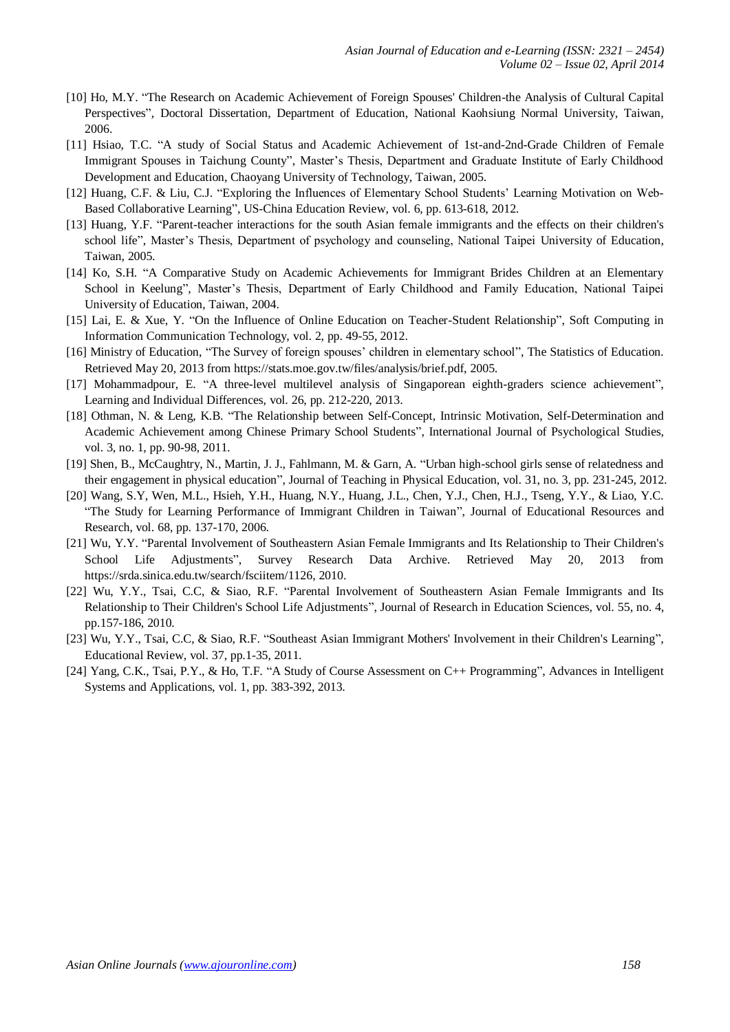[10] Ho, M.Y. "The Research on Academic Achievement of Foreign Spouses' Children-the Analysis of Cultural Capital Perspectives", Doctoral Dissertation, Department of Education, National Kaohsiung Normal University, Taiwan, 2006.

[11] Hsiao, T.C. "A study of Social Status and Academic Achievement of 1st-and-2nd-Grade Children of Female Immigrant Spouses in Taichung County", Master's Thesis, Department and Graduate Institute of Early Childhood Development and Education, Chaoyang University of Technology, Taiwan, 2005.

[12] Huang, C.F. & Liu, C.J. "Exploring the Influences of Elementary School Students' Learning Motivation on Web-Based Collaborative Learning", US-China Education Review, vol. 6, pp. 613-618, 2012.

[13] Huang, Y.F. "Parent-teacher interactions for the south Asian female immigrants and the effects on their children's school life", Master's Thesis, Department of psychology and counseling, National Taipei University of Education, Taiwan, 2005.

[14] Ko, S.H. "A Comparative Study on Academic Achievements for Immigrant Brides Children at an Elementary School in Keelung", Master's Thesis, Department of Early Childhood and Family Education, National Taipei University of Education, Taiwan, 2004.

[15] Lai, E. & Xue, Y. "On the Influence of Online Education on Teacher-Student Relationship", Soft Computing in Information Communication Technology, vol. 2, pp. 49-55, 2012.

[16] Ministry of Education, "The Survey of foreign spouses' children in elementary school", The Statistics of Education. Retrieved May 20, 2013 from https://stats.moe.gov.tw/files/analysis/brief.pdf, 2005.

[17] Mohammadpour, E. "A three-level multilevel analysis of Singaporean eighth-graders science achievement", Learning and Individual Differences, vol. 26, pp. 212-220, 2013.

[18] Othman, N. & Leng, K.B. "The Relationship between Self-Concept, Intrinsic Motivation, Self-Determination and Academic Achievement among Chinese Primary School Students", International Journal of Psychological Studies, vol. 3, no. 1, pp. 90-98, 2011.

[19] Shen, B., McCaughtry, N., Martin, J. J., Fahlmann, M. & Garn, A. "Urban high-school girls sense of relatedness and their engagement in physical education", Journal of Teaching in Physical Education, vol. 31, no. 3, pp. 231-245, 2012.

[20] Wang, S.Y, Wen, M.L., Hsieh, Y.H., Huang, N.Y., Huang, J.L., Chen, Y.J., Chen, H.J., Tseng, Y.Y., & Liao, Y.C. "The Study for Learning Performance of Immigrant Children in Taiwan", Journal of Educational Resources and Research, vol. 68, pp. 137-170, 2006.

[21] Wu, Y.Y. "Parental Involvement of Southeastern Asian Female Immigrants and Its Relationship to Their Children's School Life Adjustments", Survey Research Data Archive. Retrieved May 20, 2013 from https://srda.sinica.edu.tw/search/fsciitem/1126, 2010.

[22] Wu, Y.Y., Tsai, C.C, & Siao, R.F. "Parental Involvement of Southeastern Asian Female Immigrants and Its Relationship to Their Children's School Life Adjustments", Journal of Research in Education Sciences, vol. 55, no. 4, pp.157-186, 2010.

[23] Wu, Y.Y., Tsai, C.C, & Siao, R.F. "Southeast Asian Immigrant Mothers' Involvement in their Children's Learning", Educational Review, vol. 37, pp.1-35, 2011.

[24] Yang, C.K., Tsai, P.Y., & Ho, T.F. "A Study of Course Assessment on C++ Programming", Advances in Intelligent Systems and Applications, vol. 1, pp. 383-392, 2013.